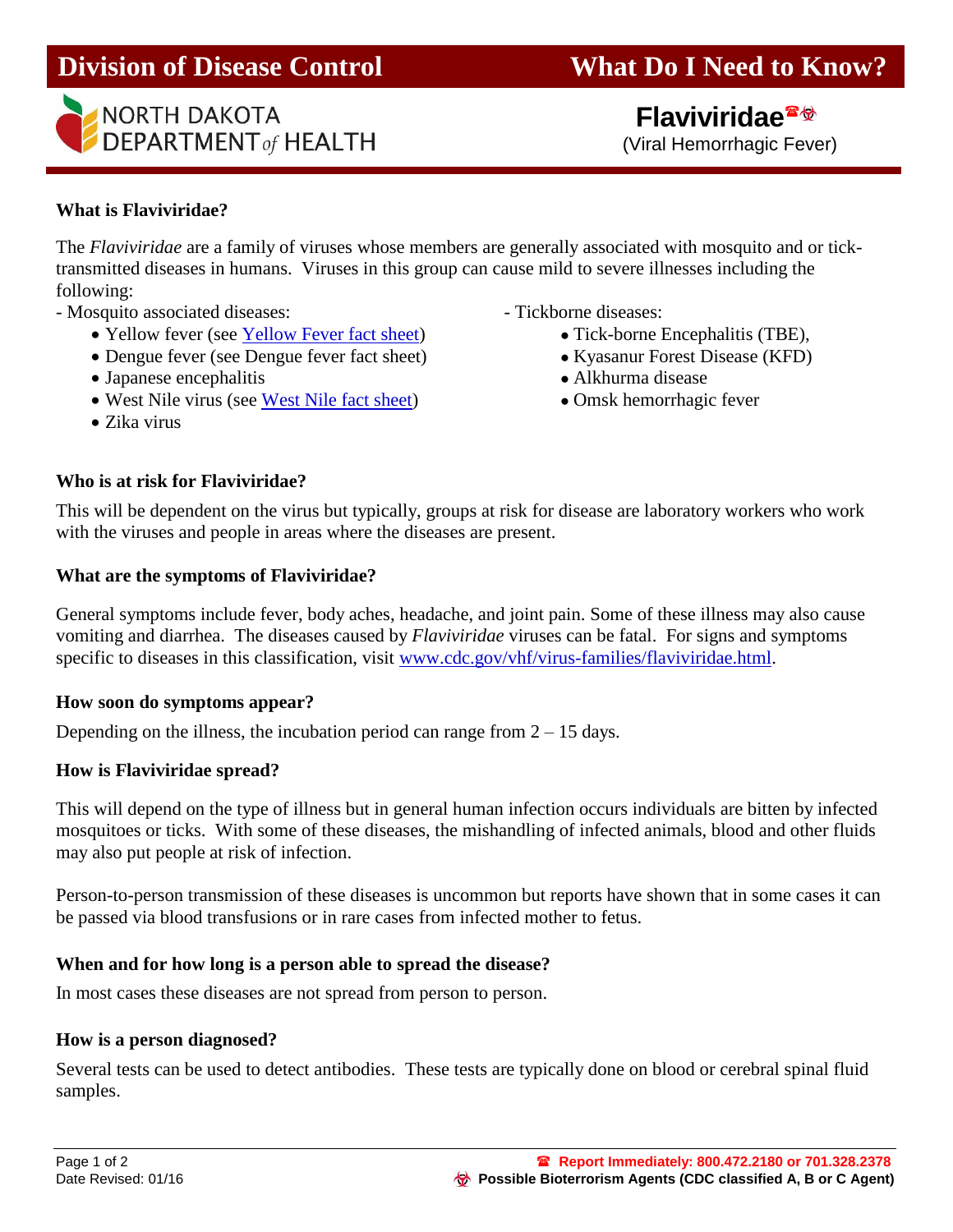# Division of Division of Disease Control — What Do I Need to Know?

NORTH DAKOTA DEPARTMENT *of* HEALTH

## Flaviviridae

(Viral Hemorrhagic Fever)

### What is Flaviviridae?

The *Flaviviridae* are a family of viruses whose members are generally associated with mosquito and or tick-transmitted diseases in humans. Viruses in this group can cause mild to severe illnesses including the following:

- Mosquito associated diseases:
  - Yellow fever (see [Yellow Fever fact sheet](#))
  - Dengue fever (see Dengue fever fact sheet)
  - Japanese encephalitis
  - West Nile virus (see [West Nile fact sheet](#))
  - Zika virus
- Tickborne diseases:
  - Tick-borne Encephalitis (TBE),
  - Kyasanur Forest Disease (KFD)
  - Alkhurma disease
  - Omsk hemorrhagic fever

### Who is at risk for Flaviviridae?

This will be dependent on the virus but typically, groups at risk for disease are laboratory workers who work with the viruses and people in areas where the diseases are present.

### What are the symptoms of Flaviviridae?

General symptoms include fever, body aches, headache, and joint pain. Some of these illness may also cause vomiting and diarrhea. The diseases caused by *Flaviviridae* viruses can be fatal. For signs and symptoms specific to diseases in this classification, visit [www.cdc.gov/vhf/virus-families/flaviviridae.html](http://www.cdc.gov/vhf/virus-families/flaviviridae.html).

### How soon do symptoms appear?

Depending on the illness, the incubation period can range from 2 – 15 days.

### How is Flaviviridae spread?

This will depend on the type of illness but in general human infection occurs individuals are bitten by infected mosquitoes or ticks. With some of these diseases, the mishandling of infected animals, blood and other fluids may also put people at risk of infection.

Person-to-person transmission of these diseases is uncommon but reports have shown that in some cases it can be passed via blood transfusions or in rare cases from infected mother to fetus.

### When and for how long is a person able to spread the disease?

In most cases these diseases are not spread from person to person.

### How is a person diagnosed?

Several tests can be used to detect antibodies. These tests are typically done on blood or cerebral spinal fluid samples.

Date Revised: 01/16

☎ Report Immediately: 800.472.2180 or 701.328.2378

☣ Possible Bioterrorism Agents (CDC classified A, B or C Agent)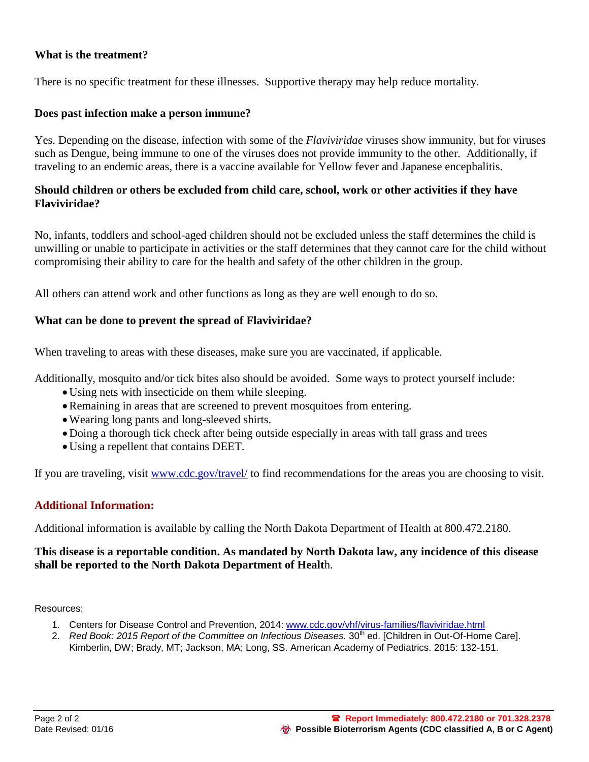**What is the treatment?**

There is no specific treatment for these illnesses. Supportive therapy may help reduce mortality.

**Does past infection make a person immune?**

Yes. Depending on the disease, infection with some of the *Flaviviridae* viruses show immunity, but for viruses such as Dengue, being immune to one of the viruses does not provide immunity to the other. Additionally, if traveling to an endemic areas, there is a vaccine available for Yellow fever and Japanese encephalitis.

**Should children or others be excluded from child care, school, work or other activities if they have Flaviviridae?**

No, infants, toddlers and school-aged children should not be excluded unless the staff determines the child is unwilling or unable to participate in activities or the staff determines that they cannot care for the child without compromising their ability to care for the health and safety of the other children in the group.

All others can attend work and other functions as long as they are well enough to do so.

**What can be done to prevent the spread of Flaviviridae?**

When traveling to areas with these diseases, make sure you are vaccinated, if applicable.

Additionally, mosquito and/or tick bites also should be avoided. Some ways to protect yourself include:

- Using nets with insecticide on them while sleeping.
- Remaining in areas that are screened to prevent mosquitoes from entering.
- Wearing long pants and long-sleeved shirts.
- Doing a thorough tick check after being outside especially in areas with tall grass and trees
- Using a repellent that contains DEET.

If you are traveling, visit www.cdc.gov/travel/ to find recommendations for the areas you are choosing to visit.

## Additional Information:

Additional information is available by calling the North Dakota Department of Health at 800.472.2180.

**This disease is a reportable condition. As mandated by North Dakota law, any incidence of this disease shall be reported to the North Dakota Department of Healt**h.

Resources:

1. Centers for Disease Control and Prevention, 2014: www.cdc.gov/vhf/virus-families/flaviviridae.html
2. *Red Book: 2015 Report of the Committee on Infectious Diseases.* 30th ed. [Children in Out-Of-Home Care]. Kimberlin, DW; Brady, MT; Jackson, MA; Long, SS. American Academy of Pediatrics. 2015: 132-151.

Date Revised: 01/16

**Report Immediately: 800.472.2180 or 701.328.2378**

**Possible Bioterrorism Agents (CDC classified A, B or C Agent)**